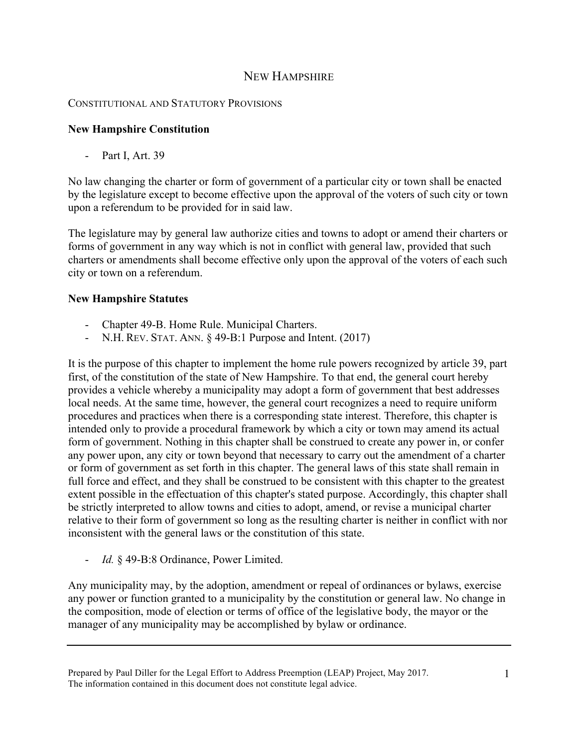# NEW HAMPSHIRE

## CONSTITUTIONAL AND STATUTORY PROVISIONS

### New Hampshire Constitution

- Part I, Art. 39

No law changing the charter or form of government of a particular city or town shall be enacted by the legislature except to become effective upon the approval of the voters of such city or town upon a referendum to be provided for in said law.

The legislature may by general law authorize cities and towns to adopt or amend their charters or forms of government in any way which is not in conflict with general law, provided that such charters or amendments shall become effective only upon the approval of the voters of each such city or town on a referendum.

### New Hampshire Statutes

- Chapter 49-B. Home Rule. Municipal Charters.
- N.H. REV. STAT. ANN. § 49-B:1 Purpose and Intent. (2017)

It is the purpose of this chapter to implement the home rule powers recognized by article 39, part first, of the constitution of the state of New Hampshire. To that end, the general court hereby provides a vehicle whereby a municipality may adopt a form of government that best addresses local needs. At the same time, however, the general court recognizes a need to require uniform procedures and practices when there is a corresponding state interest. Therefore, this chapter is intended only to provide a procedural framework by which a city or town may amend its actual form of government. Nothing in this chapter shall be construed to create any power in, or confer any power upon, any city or town beyond that necessary to carry out the amendment of a charter or form of government as set forth in this chapter. The general laws of this state shall remain in full force and effect, and they shall be construed to be consistent with this chapter to the greatest extent possible in the effectuation of this chapter's stated purpose. Accordingly, this chapter shall be strictly interpreted to allow towns and cities to adopt, amend, or revise a municipal charter relative to their form of government so long as the resulting charter is neither in conflict with nor inconsistent with the general laws or the constitution of this state.

- *Id.* § 49-B:8 Ordinance, Power Limited.

Any municipality may, by the adoption, amendment or repeal of ordinances or bylaws, exercise any power or function granted to a municipality by the constitution or general law. No change in the composition, mode of election or terms of office of the legislative body, the mayor or the manager of any municipality may be accomplished by bylaw or ordinance.

---

Prepared by Paul Diller for the Legal Effort to Address Preemption (LEAP) Project, May 2017. The information contained in this document does not constitute legal advice.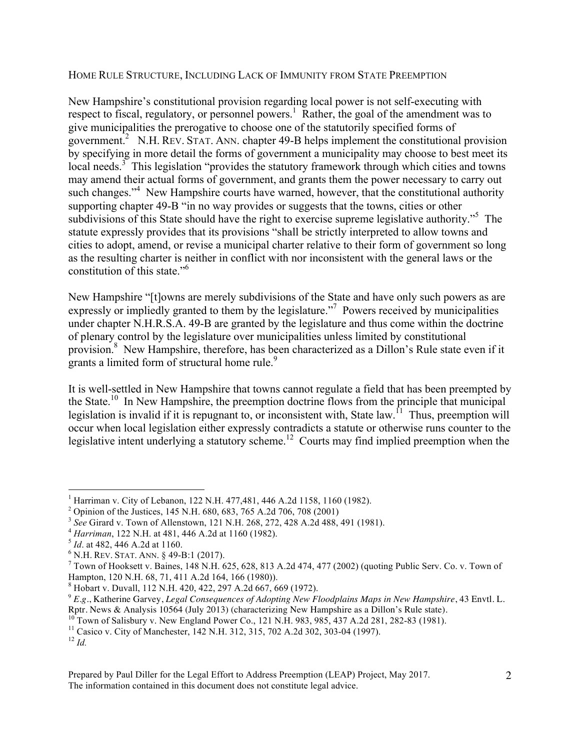## HOME RULE STRUCTURE, INCLUDING LACK OF IMMUNITY FROM STATE PREEMPTION

New Hampshire's constitutional provision regarding local power is not self-executing with respect to fiscal, regulatory, or personnel powers.[1] Rather, the goal of the amendment was to give municipalities the prerogative to choose one of the statutorily specified forms of government.[2] N.H. REV. STAT. ANN. chapter 49-B helps implement the constitutional provision by specifying in more detail the forms of government a municipality may choose to best meet its local needs.[3] This legislation "provides the statutory framework through which cities and towns may amend their actual forms of government, and grants them the power necessary to carry out such changes."[4] New Hampshire courts have warned, however, that the constitutional authority supporting chapter 49-B "in no way provides or suggests that the towns, cities or other subdivisions of this State should have the right to exercise supreme legislative authority."[5] The statute expressly provides that its provisions "shall be strictly interpreted to allow towns and cities to adopt, amend, or revise a municipal charter relative to their form of government so long as the resulting charter is neither in conflict with nor inconsistent with the general laws or the constitution of this state."[6]

New Hampshire "[t]owns are merely subdivisions of the State and have only such powers as are expressly or impliedly granted to them by the legislature."[7] Powers received by municipalities under chapter N.H.R.S.A. 49-B are granted by the legislature and thus come within the doctrine of plenary control by the legislature over municipalities unless limited by constitutional provision.[8] New Hampshire, therefore, has been characterized as a Dillon's Rule state even if it grants a limited form of structural home rule.[9]

It is well-settled in New Hampshire that towns cannot regulate a field that has been preempted by the State.[10] In New Hampshire, the preemption doctrine flows from the principle that municipal legislation is invalid if it is repugnant to, or inconsistent with, State law.[11] Thus, preemption will occur when local legislation either expressly contradicts a statute or otherwise runs counter to the legislative intent underlying a statutory scheme.[12] Courts may find implied preemption when the

---

[1] Harriman v. City of Lebanon, 122 N.H. 477,481, 446 A.2d 1158, 1160 (1982).

[2] Opinion of the Justices, 145 N.H. 680, 683, 765 A.2d 706, 708 (2001)

[3] *See* Girard v. Town of Allenstown, 121 N.H. 268, 272, 428 A.2d 488, 491 (1981).

[4] *Harriman*, 122 N.H. at 481, 446 A.2d at 1160 (1982).

[5] *Id*. at 482, 446 A.2d at 1160.

[6] N.H. REV. STAT. ANN. § 49-B:1 (2017).

[7] Town of Hooksett v. Baines, 148 N.H. 625, 628, 813 A.2d 474, 477 (2002) (quoting Public Serv. Co. v. Town of Hampton, 120 N.H. 68, 71, 411 A.2d 164, 166 (1980)).

[8] Hobart v. Duvall, 112 N.H. 420, 422, 297 A.2d 667, 669 (1972).

[9] *E.g*., Katherine Garvey, *Legal Consequences of Adopting New Floodplains Maps in New Hampshire*, 43 Envtl. L. Rptr. News & Analysis 10564 (July 2013) (characterizing New Hampshire as a Dillon's Rule state).

[10] Town of Salisbury v. New England Power Co., 121 N.H. 983, 985, 437 A.2d 281, 282-83 (1981).

[11] Casico v. City of Manchester, 142 N.H. 312, 315, 702 A.2d 302, 303-04 (1997).

[12] *Id.*

Prepared by Paul Diller for the Legal Effort to Address Preemption (LEAP) Project, May 2017.
The information contained in this document does not constitute legal advice.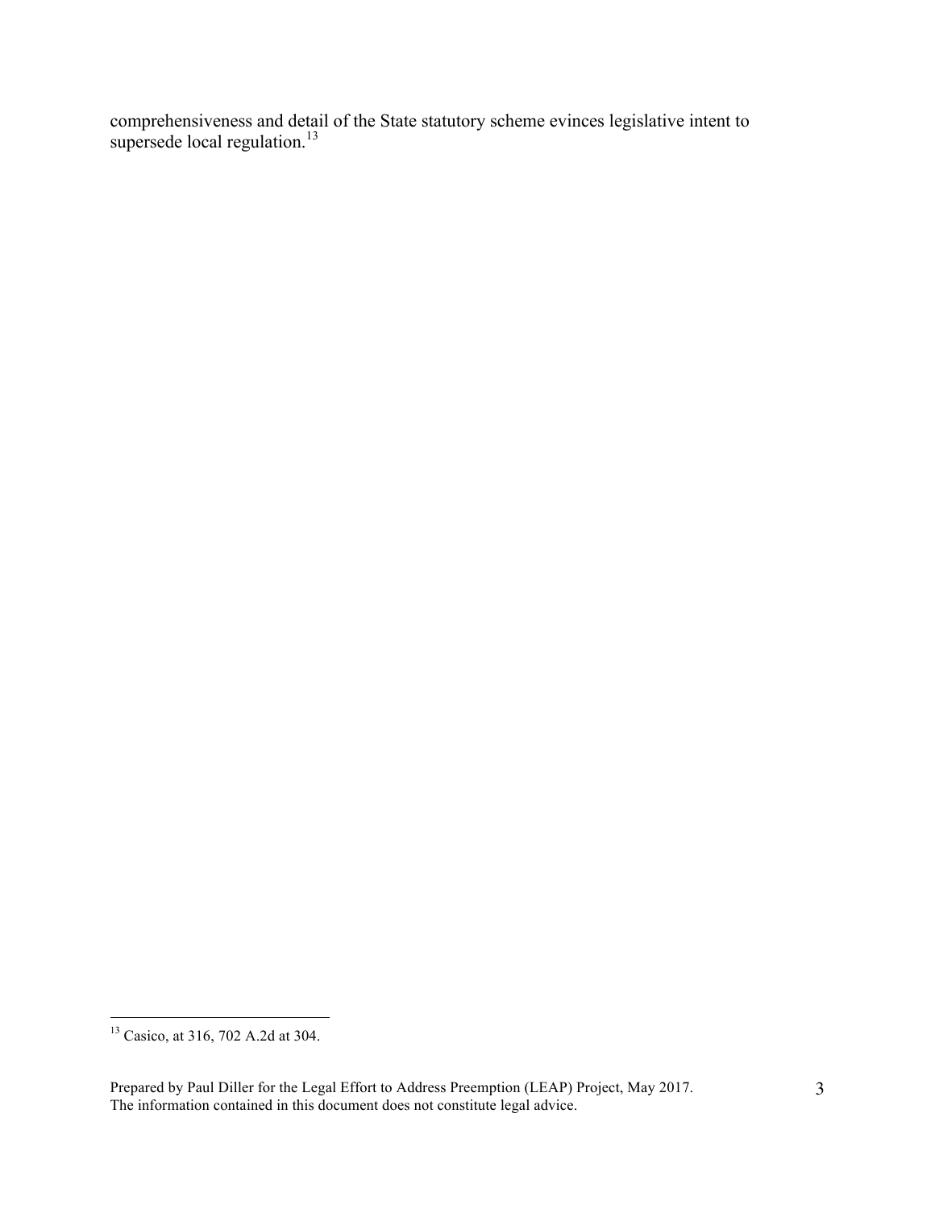comprehensiveness and detail of the State statutory scheme evinces legislative intent to supersede local regulation.[13]

---

[13] Casico, at 316, 702 A.2d at 304.

Prepared by Paul Diller for the Legal Effort to Address Preemption (LEAP) Project, May 2017. The information contained in this document does not constitute legal advice.